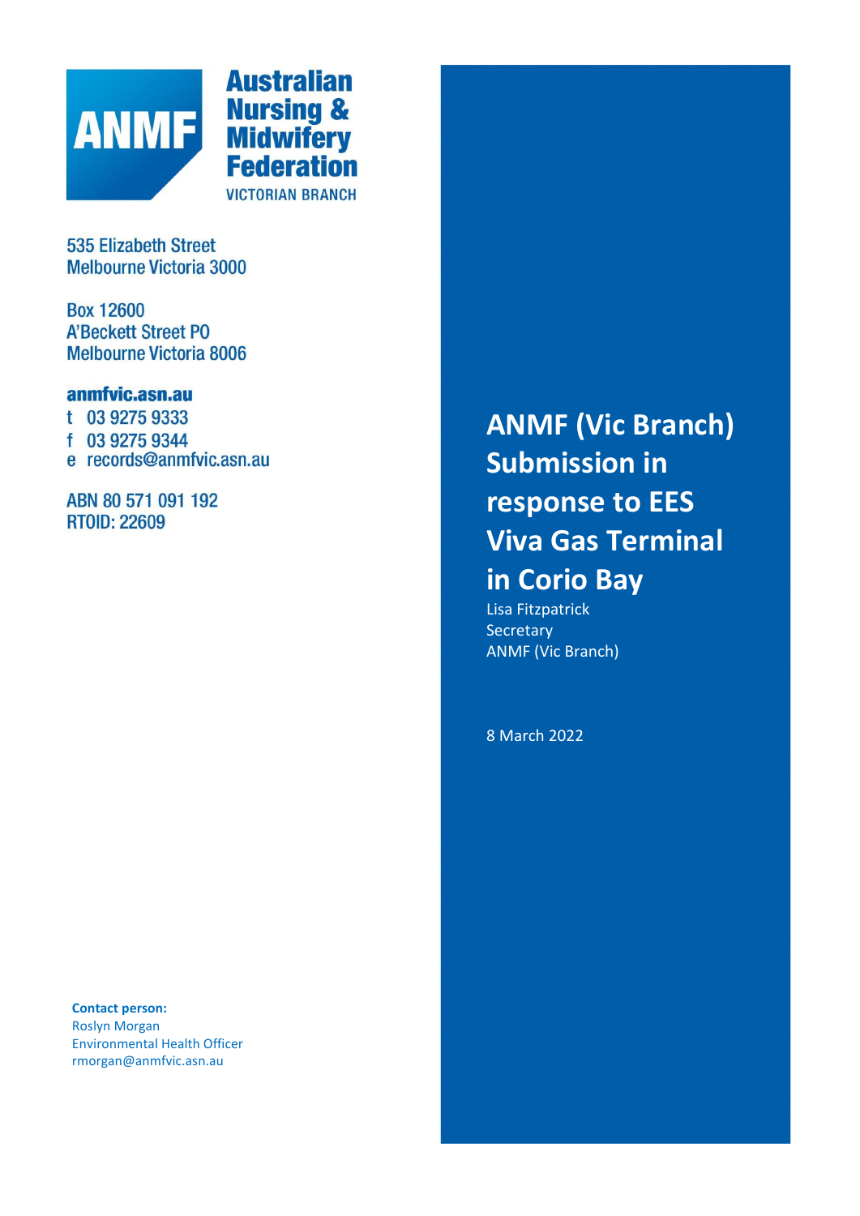**Australian Nursing & Midwifery Federation**
VICTORIAN BRANCH

535 Elizabeth Street
Melbourne Victoria 3000

Box 12600
A'Beckett Street PO
Melbourne Victoria 8006

**anmfvic.asn.au**
t 03 9275 9333
f 03 9275 9344
e records@anmfvic.asn.au

ABN 80 571 091 192
RTOID: 22609

# ANMF (Vic Branch) Submission in response to EES Viva Gas Terminal in Corio Bay

Lisa Fitzpatrick
Secretary
ANMF (Vic Branch)

8 March 2022

**Contact person:**
Roslyn Morgan
Environmental Health Officer
rmorgan@anmfvic.asn.au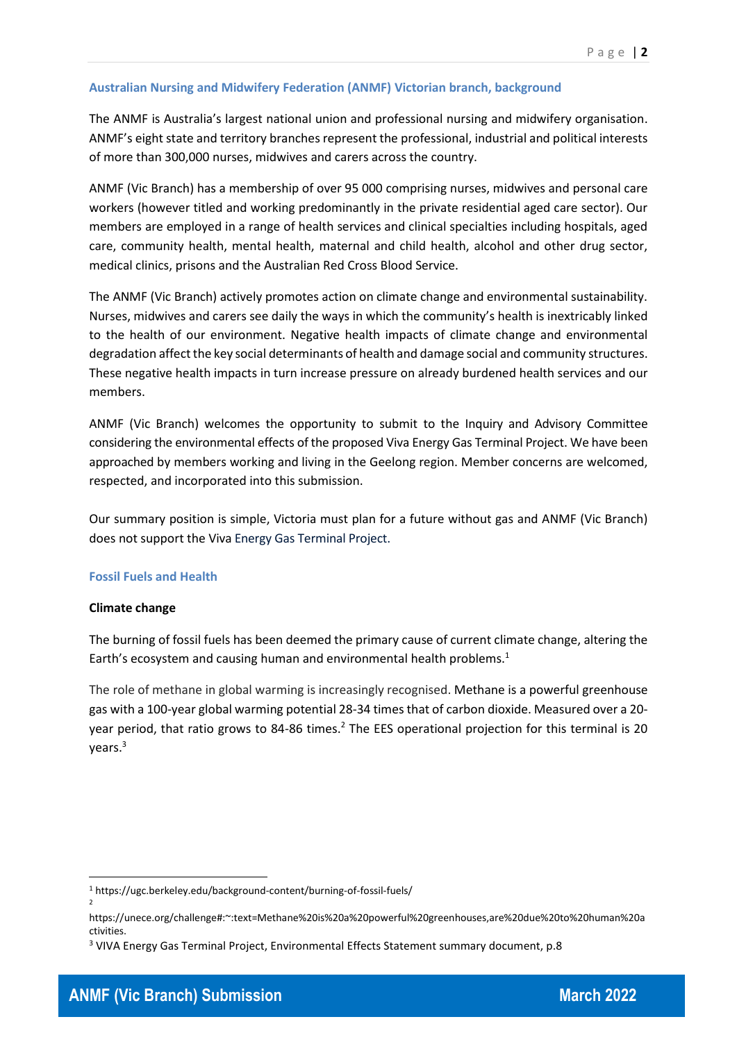## Australian Nursing and Midwifery Federation (ANMF) Victorian branch, background

The ANMF is Australia's largest national union and professional nursing and midwifery organisation. ANMF's eight state and territory branches represent the professional, industrial and political interests of more than 300,000 nurses, midwives and carers across the country.

ANMF (Vic Branch) has a membership of over 95 000 comprising nurses, midwives and personal care workers (however titled and working predominantly in the private residential aged care sector). Our members are employed in a range of health services and clinical specialties including hospitals, aged care, community health, mental health, maternal and child health, alcohol and other drug sector, medical clinics, prisons and the Australian Red Cross Blood Service.

The ANMF (Vic Branch) actively promotes action on climate change and environmental sustainability. Nurses, midwives and carers see daily the ways in which the community's health is inextricably linked to the health of our environment. Negative health impacts of climate change and environmental degradation affect the key social determinants of health and damage social and community structures. These negative health impacts in turn increase pressure on already burdened health services and our members.

ANMF (Vic Branch) welcomes the opportunity to submit to the Inquiry and Advisory Committee considering the environmental effects of the proposed Viva Energy Gas Terminal Project. We have been approached by members working and living in the Geelong region. Member concerns are welcomed, respected, and incorporated into this submission.

Our summary position is simple, Victoria must plan for a future without gas and ANMF (Vic Branch) does not support the Viva Energy Gas Terminal Project.

## Fossil Fuels and Health

### Climate change

The burning of fossil fuels has been deemed the primary cause of current climate change, altering the Earth's ecosystem and causing human and environmental health problems.[1]

The role of methane in global warming is increasingly recognised. Methane is a powerful greenhouse gas with a 100-year global warming potential 28-34 times that of carbon dioxide. Measured over a 20-year period, that ratio grows to 84-86 times.[2] The EES operational projection for this terminal is 20 years.[3]

---

[1] https://ugc.berkeley.edu/background-content/burning-of-fossil-fuels/

[2] https://unece.org/challenge#:~:text=Methane%20is%20a%20powerful%20greenhouses,are%20due%20to%20human%20activities.

[3] VIVA Energy Gas Terminal Project, Environmental Effects Statement summary document, p.8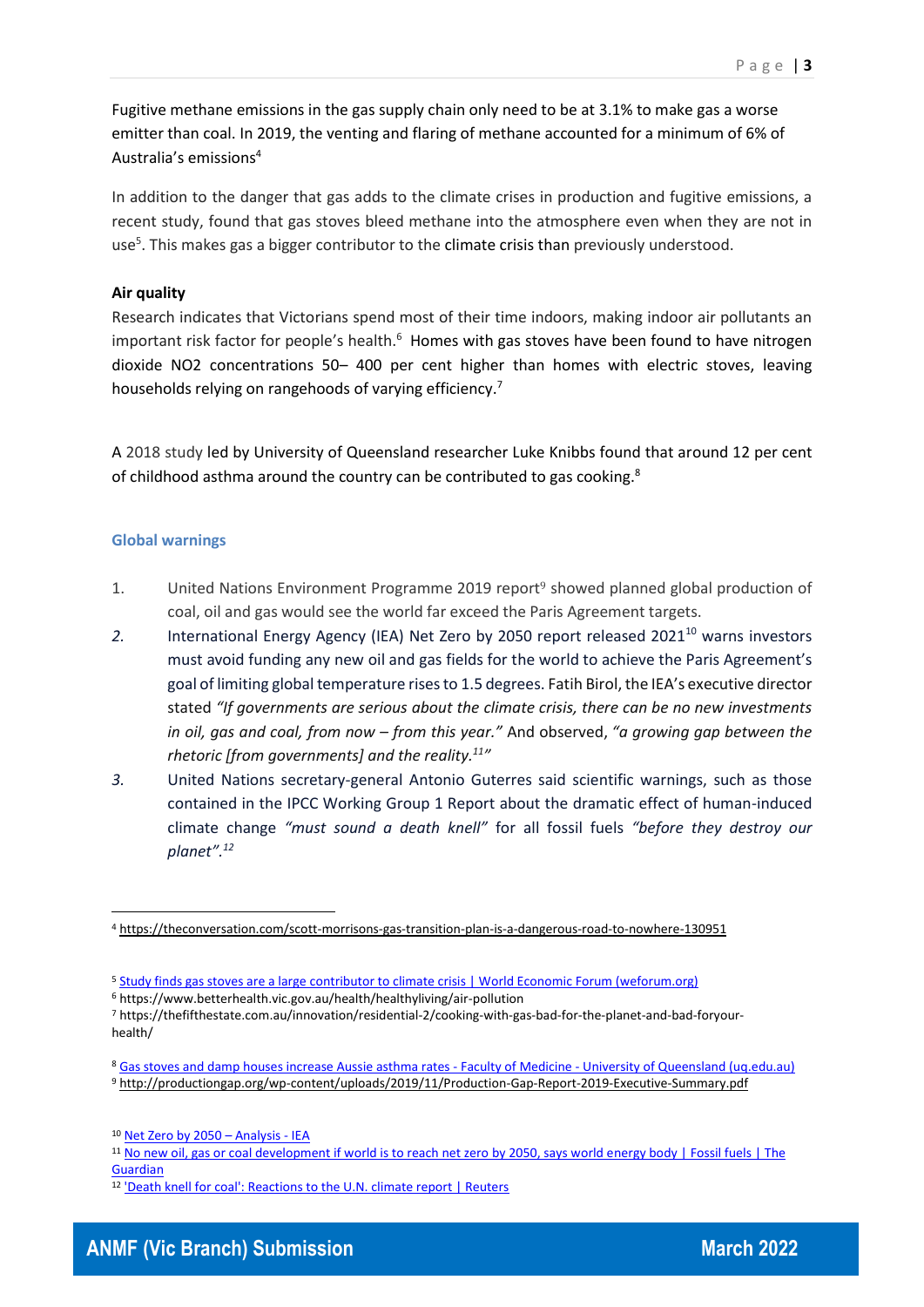Fugitive methane emissions in the gas supply chain only need to be at 3.1% to make gas a worse emitter than coal. In 2019, the venting and flaring of methane accounted for a minimum of 6% of Australia's emissions[4]

In addition to the danger that gas adds to the climate crises in production and fugitive emissions, a recent study, found that gas stoves bleed methane into the atmosphere even when they are not in use[5]. This makes gas a bigger contributor to the climate crisis than previously understood.

**Air quality**

Research indicates that Victorians spend most of their time indoors, making indoor air pollutants an important risk factor for people's health.[6] Homes with gas stoves have been found to have nitrogen dioxide NO2 concentrations 50– 400 per cent higher than homes with electric stoves, leaving households relying on rangehoods of varying efficiency.[7]

A 2018 study led by University of Queensland researcher Luke Knibbs found that around 12 per cent of childhood asthma around the country can be contributed to gas cooking.[8]

### Global warnings

1. United Nations Environment Programme 2019 report[9] showed planned global production of coal, oil and gas would see the world far exceed the Paris Agreement targets.
2. International Energy Agency (IEA) Net Zero by 2050 report released 2021[10] warns investors must avoid funding any new oil and gas fields for the world to achieve the Paris Agreement's goal of limiting global temperature rises to 1.5 degrees. Fatih Birol, the IEA's executive director stated *"If governments are serious about the climate crisis, there can be no new investments in oil, gas and coal, from now – from this year."* And observed, *"a growing gap between the rhetoric [from governments] and the reality.[11]"*
3. United Nations secretary-general Antonio Guterres said scientific warnings, such as those contained in the IPCC Working Group 1 Report about the dramatic effect of human-induced climate change *"must sound a death knell"* for all fossil fuels *"before they destroy our planet".[12]*

---

[4] https://theconversation.com/scott-morrisons-gas-transition-plan-is-a-dangerous-road-to-nowhere-130951

[5] Study finds gas stoves are a large contributor to climate crisis | World Economic Forum (weforum.org)

[6] https://www.betterhealth.vic.gov.au/health/healthyliving/air-pollution

[7] https://thefifthestate.com.au/innovation/residential-2/cooking-with-gas-bad-for-the-planet-and-bad-foryour-health/

[8] Gas stoves and damp houses increase Aussie asthma rates - Faculty of Medicine - University of Queensland (uq.edu.au)

[9] http://productiongap.org/wp-content/uploads/2019/11/Production-Gap-Report-2019-Executive-Summary.pdf

[10] Net Zero by 2050 – Analysis - IEA

[11] No new oil, gas or coal development if world is to reach net zero by 2050, says world energy body | Fossil fuels | The Guardian

[12] 'Death knell for coal': Reactions to the U.N. climate report | Reuters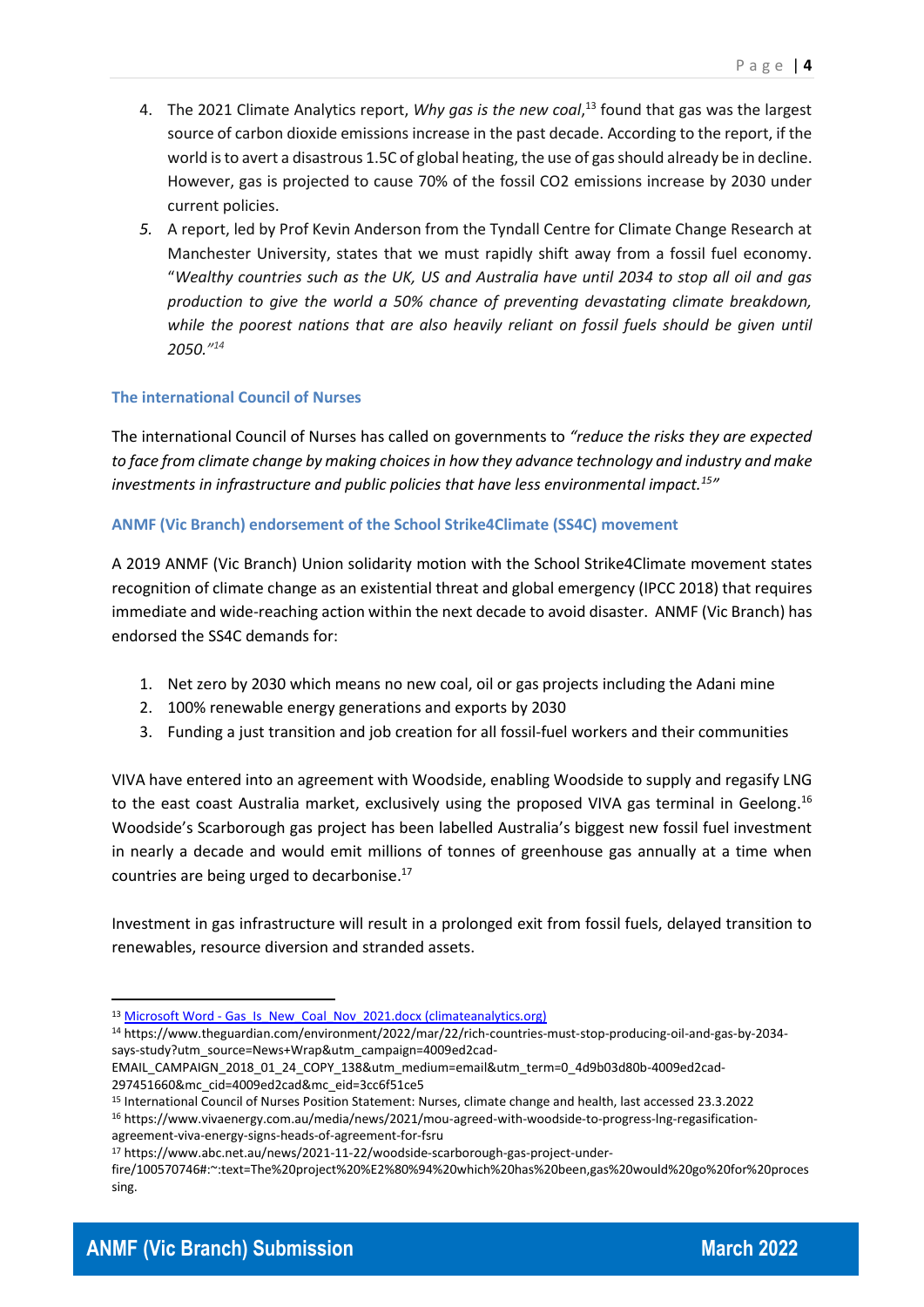4. The 2021 Climate Analytics report, *Why gas is the new coal*,[13] found that gas was the largest source of carbon dioxide emissions increase in the past decade. According to the report, if the world is to avert a disastrous 1.5C of global heating, the use of gas should already be in decline. However, gas is projected to cause 70% of the fossil CO2 emissions increase by 2030 under current policies.
5. A report, led by Prof Kevin Anderson from the Tyndall Centre for Climate Change Research at Manchester University, states that we must rapidly shift away from a fossil fuel economy. "*Wealthy countries such as the UK, US and Australia have until 2034 to stop all oil and gas production to give the world a 50% chance of preventing devastating climate breakdown, while the poorest nations that are also heavily reliant on fossil fuels should be given until 2050."[14]*

### The international Council of Nurses

The international Council of Nurses has called on governments to *"reduce the risks they are expected to face from climate change by making choices in how they advance technology and industry and make investments in infrastructure and public policies that have less environmental impact.[15]"*

### ANMF (Vic Branch) endorsement of the School Strike4Climate (SS4C) movement

A 2019 ANMF (Vic Branch) Union solidarity motion with the School Strike4Climate movement states recognition of climate change as an existential threat and global emergency (IPCC 2018) that requires immediate and wide-reaching action within the next decade to avoid disaster. ANMF (Vic Branch) has endorsed the SS4C demands for:

1. Net zero by 2030 which means no new coal, oil or gas projects including the Adani mine
2. 100% renewable energy generations and exports by 2030
3. Funding a just transition and job creation for all fossil-fuel workers and their communities

VIVA have entered into an agreement with Woodside, enabling Woodside to supply and regasify LNG to the east coast Australia market, exclusively using the proposed VIVA gas terminal in Geelong.[16] Woodside's Scarborough gas project has been labelled Australia's biggest new fossil fuel investment in nearly a decade and would emit millions of tonnes of greenhouse gas annually at a time when countries are being urged to decarbonise.[17]

Investment in gas infrastructure will result in a prolonged exit from fossil fuels, delayed transition to renewables, resource diversion and stranded assets.

---

[13] Microsoft Word - Gas_Is_New_Coal_Nov_2021.docx (climateanalytics.org)

[14] https://www.theguardian.com/environment/2022/mar/22/rich-countries-must-stop-producing-oil-and-gas-by-2034-says-study?utm_source=News+Wrap&utm_campaign=4009ed2cad-EMAIL_CAMPAIGN_2018_01_24_COPY_138&utm_medium=email&utm_term=0_4d9b03d80b-4009ed2cad-297451660&mc_cid=4009ed2cad&mc_eid=3cc6f51ce5

[15] International Council of Nurses Position Statement: Nurses, climate change and health, last accessed 23.3.2022

[16] https://www.vivaenergy.com.au/media/news/2021/mou-agreed-with-woodside-to-progress-lng-regasification-agreement-viva-energy-signs-heads-of-agreement-for-fsru

[17] https://www.abc.net.au/news/2021-11-22/woodside-scarborough-gas-project-under-fire/100570746#:~:text=The%20project%20%E2%80%94%20which%20has%20been,gas%20would%20go%20for%20processing.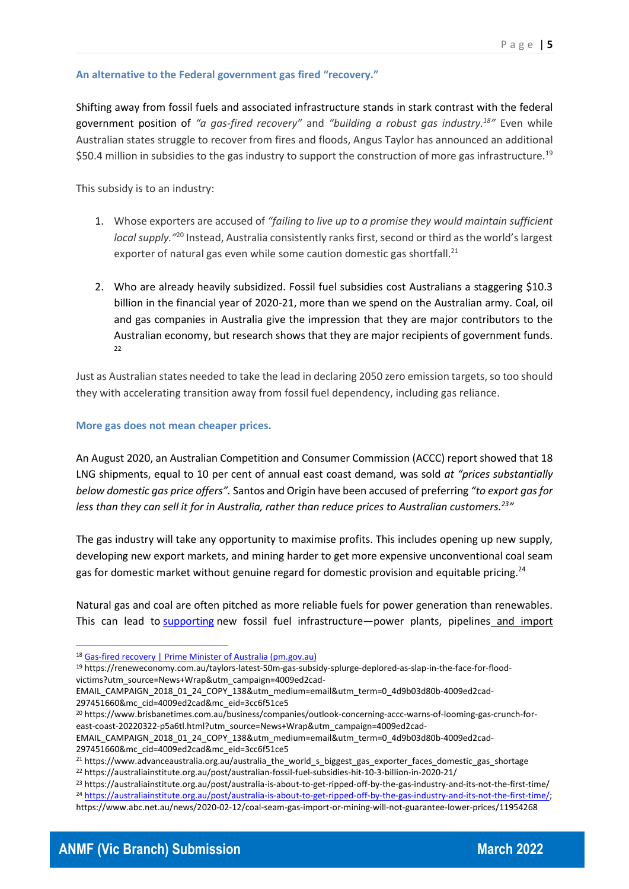## An alternative to the Federal government gas fired "recovery."

Shifting away from fossil fuels and associated infrastructure stands in stark contrast with the federal government position of *"a gas-fired recovery"* and *"building a robust gas industry.[18]"* Even while Australian states struggle to recover from fires and floods, Angus Taylor has announced an additional $50.4 million in subsidies to the gas industry to support the construction of more gas infrastructure.[19]

This subsidy is to an industry:

1. Whose exporters are accused of *"failing to live up to a promise they would maintain sufficient local supply."*[20] Instead, Australia consistently ranks first, second or third as the world's largest exporter of natural gas even while some caution domestic gas shortfall.[21]

2. Who are already heavily subsidized. Fossil fuel subsidies cost Australians a staggering $10.3 billion in the financial year of 2020-21, more than we spend on the Australian army. Coal, oil and gas companies in Australia give the impression that they are major contributors to the Australian economy, but research shows that they are major recipients of government funds.[22]

Just as Australian states needed to take the lead in declaring 2050 zero emission targets, so too should they with accelerating transition away from fossil fuel dependency, including gas reliance.

## More gas does not mean cheaper prices.

An August 2020, an Australian Competition and Consumer Commission (ACCC) report showed that 18 LNG shipments, equal to 10 per cent of annual east coast demand, was sold *at "prices substantially below domestic gas price offers".* Santos and Origin have been accused of preferring *"to export gas for less than they can sell it for in Australia, rather than reduce prices to Australian customers.[23]"*

The gas industry will take any opportunity to maximise profits. This includes opening up new supply, developing new export markets, and mining harder to get more expensive unconventional coal seam gas for domestic market without genuine regard for domestic provision and equitable pricing.[24]

Natural gas and coal are often pitched as more reliable fuels for power generation than renewables. This can lead to supporting new fossil fuel infrastructure—power plants, pipelines and import

---

[18] Gas-fired recovery | Prime Minister of Australia (pm.gov.au)

[19] https://reneweconomy.com.au/taylors-latest-50m-gas-subsidy-splurge-deplored-as-slap-in-the-face-for-flood-victims?utm_source=News+Wrap&utm_campaign=4009ed2cad-EMAIL_CAMPAIGN_2018_01_24_COPY_138&utm_medium=email&utm_term=0_4d9b03d80b-4009ed2cad-297451660&mc_cid=4009ed2cad&mc_eid=3cc6f51ce5

[20] https://www.brisbanetimes.com.au/business/companies/outlook-concerning-accc-warns-of-looming-gas-crunch-for-east-coast-20220322-p5a6tl.html?utm_source=News+Wrap&utm_campaign=4009ed2cad-EMAIL_CAMPAIGN_2018_01_24_COPY_138&utm_medium=email&utm_term=0_4d9b03d80b-4009ed2cad-297451660&mc_cid=4009ed2cad&mc_eid=3cc6f51ce5

[21] https://www.advanceaustralia.org.au/australia_the_world_s_biggest_gas_exporter_faces_domestic_gas_shortage

[22] https://australiainstitute.org.au/post/australian-fossil-fuel-subsidies-hit-10-3-billion-in-2020-21/

[23] https://australiainstitute.org.au/post/australia-is-about-to-get-ripped-off-by-the-gas-industry-and-its-not-the-first-time/

[24] https://australiainstitute.org.au/post/australia-is-about-to-get-ripped-off-by-the-gas-industry-and-its-not-the-first-time/; https://www.abc.net.au/news/2020-02-12/coal-seam-gas-import-or-mining-will-not-guarantee-lower-prices/11954268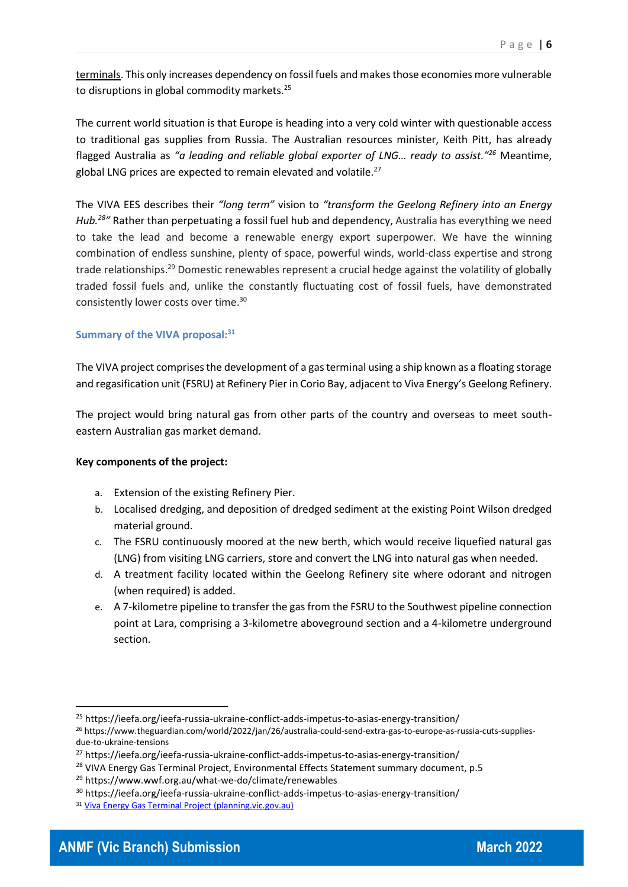terminals. This only increases dependency on fossil fuels and makes those economies more vulnerable to disruptions in global commodity markets.[25]

The current world situation is that Europe is heading into a very cold winter with questionable access to traditional gas supplies from Russia. The Australian resources minister, Keith Pitt, has already flagged Australia as *"a leading and reliable global exporter of LNG… ready to assist."*[26] Meantime, global LNG prices are expected to remain elevated and volatile.[27]

The VIVA EES describes their *"long term"* vision to *"transform the Geelong Refinery into an Energy Hub.[28]"* Rather than perpetuating a fossil fuel hub and dependency, Australia has everything we need to take the lead and become a renewable energy export superpower. We have the winning combination of endless sunshine, plenty of space, powerful winds, world-class expertise and strong trade relationships.[29] Domestic renewables represent a crucial hedge against the volatility of globally traded fossil fuels and, unlike the constantly fluctuating cost of fossil fuels, have demonstrated consistently lower costs over time.[30]

### Summary of the VIVA proposal:[31]

The VIVA project comprises the development of a gas terminal using a ship known as a floating storage and regasification unit (FSRU) at Refinery Pier in Corio Bay, adjacent to Viva Energy's Geelong Refinery.

The project would bring natural gas from other parts of the country and overseas to meet south-eastern Australian gas market demand.

**Key components of the project:**

a. Extension of the existing Refinery Pier.
b. Localised dredging, and deposition of dredged sediment at the existing Point Wilson dredged material ground.
c. The FSRU continuously moored at the new berth, which would receive liquefied natural gas (LNG) from visiting LNG carriers, store and convert the LNG into natural gas when needed.
d. A treatment facility located within the Geelong Refinery site where odorant and nitrogen (when required) is added.
e. A 7-kilometre pipeline to transfer the gas from the FSRU to the Southwest pipeline connection point at Lara, comprising a 3-kilometre aboveground section and a 4-kilometre underground section.

---

[25] https://ieefa.org/ieefa-russia-ukraine-conflict-adds-impetus-to-asias-energy-transition/
[26] https://www.theguardian.com/world/2022/jan/26/australia-could-send-extra-gas-to-europe-as-russia-cuts-supplies-due-to-ukraine-tensions
[27] https://ieefa.org/ieefa-russia-ukraine-conflict-adds-impetus-to-asias-energy-transition/
[28] VIVA Energy Gas Terminal Project, Environmental Effects Statement summary document, p.5
[29] https://www.wwf.org.au/what-we-do/climate/renewables
[30] https://ieefa.org/ieefa-russia-ukraine-conflict-adds-impetus-to-asias-energy-transition/
[31] Viva Energy Gas Terminal Project (planning.vic.gov.au)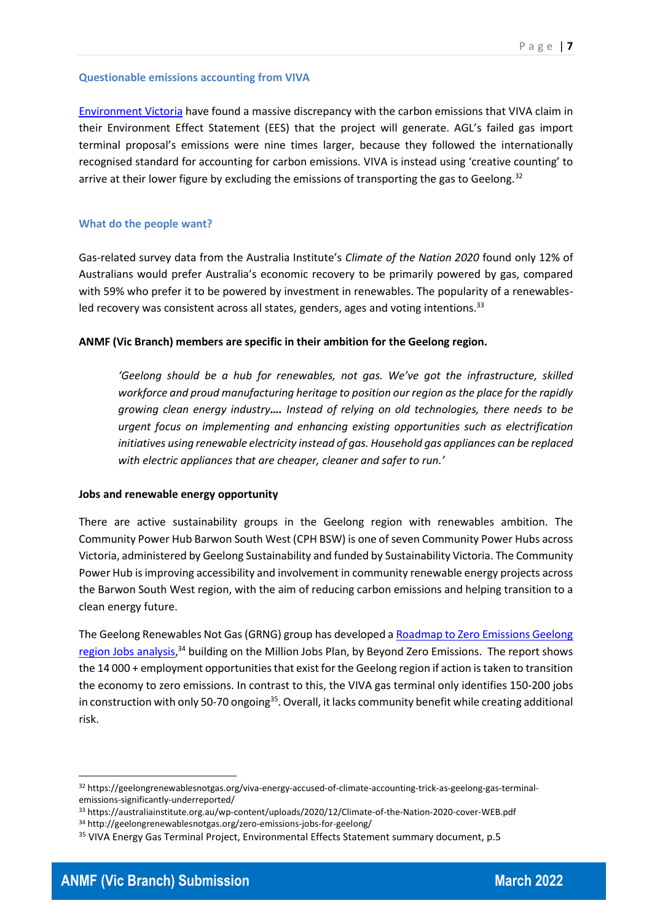### Questionable emissions accounting from VIVA

Environment Victoria have found a massive discrepancy with the carbon emissions that VIVA claim in their Environment Effect Statement (EES) that the project will generate. AGL's failed gas import terminal proposal's emissions were nine times larger, because they followed the internationally recognised standard for accounting for carbon emissions. VIVA is instead using 'creative counting' to arrive at their lower figure by excluding the emissions of transporting the gas to Geelong.[32]

### What do the people want?

Gas-related survey data from the Australia Institute's *Climate of the Nation 2020* found only 12% of Australians would prefer Australia's economic recovery to be primarily powered by gas, compared with 59% who prefer it to be powered by investment in renewables. The popularity of a renewables-led recovery was consistent across all states, genders, ages and voting intentions.[33]

**ANMF (Vic Branch) members are specific in their ambition for the Geelong region.**

> *'Geelong should be a hub for renewables, not gas. We've got the infrastructure, skilled workforce and proud manufacturing heritage to position our region as the place for the rapidly growing clean energy industry**….** Instead of relying on old technologies, there needs to be urgent focus on implementing and enhancing existing opportunities such as electrification initiatives using renewable electricity instead of gas. Household gas appliances can be replaced with electric appliances that are cheaper, cleaner and safer to run.'*

**Jobs and renewable energy opportunity**

There are active sustainability groups in the Geelong region with renewables ambition. The Community Power Hub Barwon South West (CPH BSW) is one of seven Community Power Hubs across Victoria, administered by Geelong Sustainability and funded by Sustainability Victoria. The Community Power Hub is improving accessibility and involvement in community renewable energy projects across the Barwon South West region, with the aim of reducing carbon emissions and helping transition to a clean energy future.

The Geelong Renewables Not Gas (GRNG) group has developed a Roadmap to Zero Emissions Geelong region Jobs analysis,[34] building on the Million Jobs Plan, by Beyond Zero Emissions. The report shows the 14 000 + employment opportunities that exist for the Geelong region if action is taken to transition the economy to zero emissions. In contrast to this, the VIVA gas terminal only identifies 150-200 jobs in construction with only 50-70 ongoing[35]. Overall, it lacks community benefit while creating additional risk.

---

[32] https://geelongrenewablesnotgas.org/viva-energy-accused-of-climate-accounting-trick-as-geelong-gas-terminal-emissions-significantly-underreported/

[33] https://australiainstitute.org.au/wp-content/uploads/2020/12/Climate-of-the-Nation-2020-cover-WEB.pdf

[34] http://geelongrenewablesnotgas.org/zero-emissions-jobs-for-geelong/

[35] VIVA Energy Gas Terminal Project, Environmental Effects Statement summary document, p.5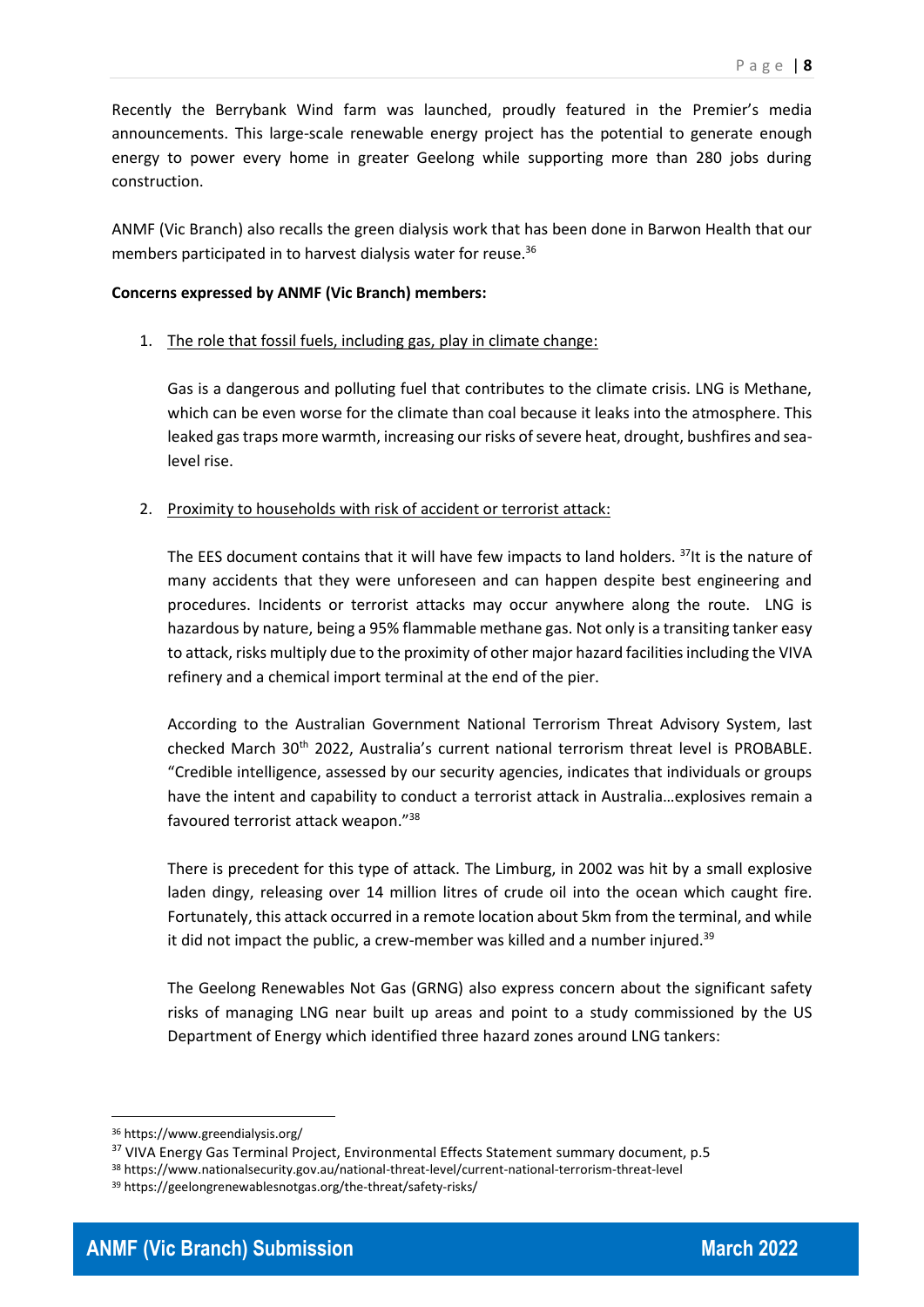Recently the Berrybank Wind farm was launched, proudly featured in the Premier's media announcements. This large-scale renewable energy project has the potential to generate enough energy to power every home in greater Geelong while supporting more than 280 jobs during construction.

ANMF (Vic Branch) also recalls the green dialysis work that has been done in Barwon Health that our members participated in to harvest dialysis water for reuse.[36]

**Concerns expressed by ANMF (Vic Branch) members:**

1. The role that fossil fuels, including gas, play in climate change:

   Gas is a dangerous and polluting fuel that contributes to the climate crisis. LNG is Methane, which can be even worse for the climate than coal because it leaks into the atmosphere. This leaked gas traps more warmth, increasing our risks of severe heat, drought, bushfires and sea-level rise.

2. Proximity to households with risk of accident or terrorist attack:

   The EES document contains that it will have few impacts to land holders. [37]It is the nature of many accidents that they were unforeseen and can happen despite best engineering and procedures. Incidents or terrorist attacks may occur anywhere along the route. LNG is hazardous by nature, being a 95% flammable methane gas. Not only is a transiting tanker easy to attack, risks multiply due to the proximity of other major hazard facilities including the VIVA refinery and a chemical import terminal at the end of the pier.

   According to the Australian Government National Terrorism Threat Advisory System, last checked March 30th 2022, Australia's current national terrorism threat level is PROBABLE. "Credible intelligence, assessed by our security agencies, indicates that individuals or groups have the intent and capability to conduct a terrorist attack in Australia…explosives remain a favoured terrorist attack weapon."[38]

   There is precedent for this type of attack. The Limburg, in 2002 was hit by a small explosive laden dingy, releasing over 14 million litres of crude oil into the ocean which caught fire. Fortunately, this attack occurred in a remote location about 5km from the terminal, and while it did not impact the public, a crew-member was killed and a number injured.[39]

   The Geelong Renewables Not Gas (GRNG) also express concern about the significant safety risks of managing LNG near built up areas and point to a study commissioned by the US Department of Energy which identified three hazard zones around LNG tankers:

---

[36] https://www.greendialysis.org/

[37] VIVA Energy Gas Terminal Project, Environmental Effects Statement summary document, p.5

[38] https://www.nationalsecurity.gov.au/national-threat-level/current-national-terrorism-threat-level

[39] https://geelongrenewablesnotgas.org/the-threat/safety-risks/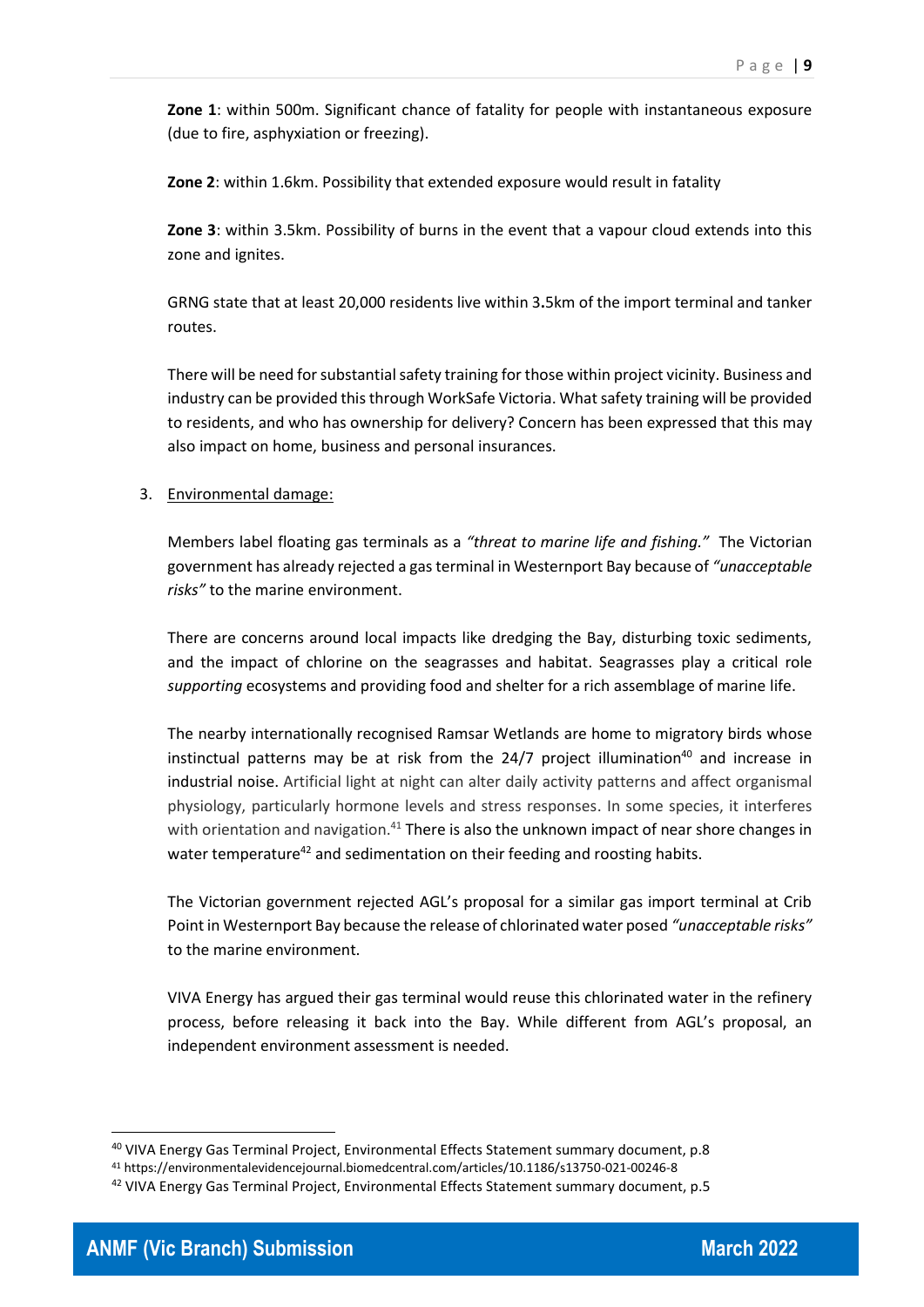**Zone 1**: within 500m. Significant chance of fatality for people with instantaneous exposure (due to fire, asphyxiation or freezing).

**Zone 2**: within 1.6km. Possibility that extended exposure would result in fatality

**Zone 3**: within 3.5km. Possibility of burns in the event that a vapour cloud extends into this zone and ignites.

GRNG state that at least 20,000 residents live within 3**.**5km of the import terminal and tanker routes.

There will be need for substantial safety training for those within project vicinity. Business and industry can be provided this through WorkSafe Victoria. What safety training will be provided to residents, and who has ownership for delivery? Concern has been expressed that this may also impact on home, business and personal insurances.

3. Environmental damage:

   Members label floating gas terminals as a *"threat to marine life and fishing."* The Victorian government has already rejected a gas terminal in Westernport Bay because of *"unacceptable risks"* to the marine environment.

   There are concerns around local impacts like dredging the Bay, disturbing toxic sediments, and the impact of chlorine on the seagrasses and habitat. Seagrasses play a critical role *supporting* ecosystems and providing food and shelter for a rich assemblage of marine life.

   The nearby internationally recognised Ramsar Wetlands are home to migratory birds whose instinctual patterns may be at risk from the 24/7 project illumination[40] and increase in industrial noise. Artificial light at night can alter daily activity patterns and affect organismal physiology, particularly hormone levels and stress responses. In some species, it interferes with orientation and navigation.[41] There is also the unknown impact of near shore changes in water temperature[42] and sedimentation on their feeding and roosting habits.

   The Victorian government rejected AGL's proposal for a similar gas import terminal at Crib Point in Westernport Bay because the release of chlorinated water posed *"unacceptable risks"* to the marine environment.

   VIVA Energy has argued their gas terminal would reuse this chlorinated water in the refinery process, before releasing it back into the Bay. While different from AGL's proposal, an independent environment assessment is needed.

---

[40] VIVA Energy Gas Terminal Project, Environmental Effects Statement summary document, p.8

[41] https://environmentalevidencejournal.biomedcentral.com/articles/10.1186/s13750-021-00246-8

[42] VIVA Energy Gas Terminal Project, Environmental Effects Statement summary document, p.5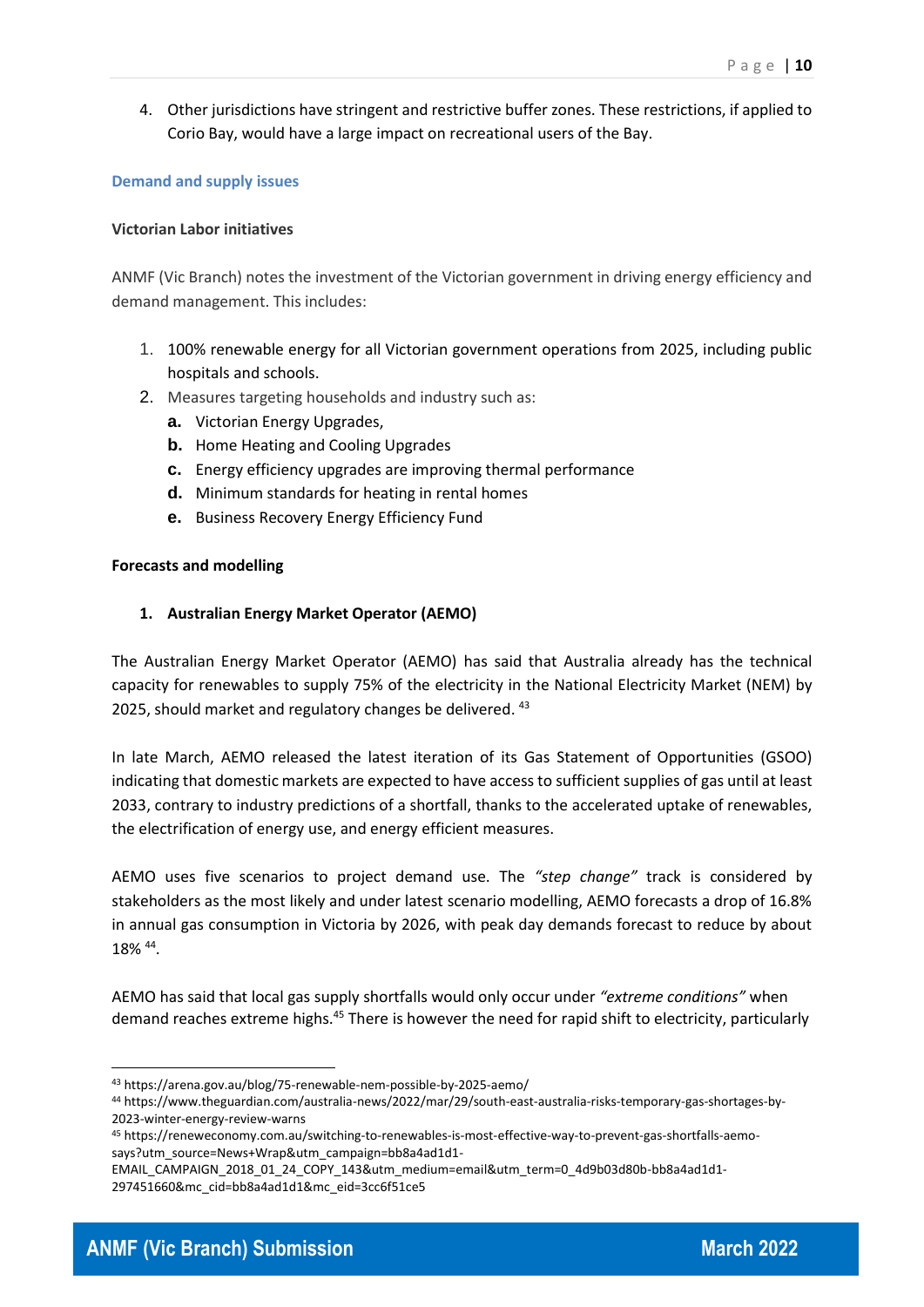4. Other jurisdictions have stringent and restrictive buffer zones. These restrictions, if applied to Corio Bay, would have a large impact on recreational users of the Bay.

## Demand and supply issues

### Victorian Labor initiatives

ANMF (Vic Branch) notes the investment of the Victorian government in driving energy efficiency and demand management. This includes:

1. 100% renewable energy for all Victorian government operations from 2025, including public hospitals and schools.
2. Measures targeting households and industry such as:
   - **a.** Victorian Energy Upgrades,
   - **b.** Home Heating and Cooling Upgrades
   - **c.** Energy efficiency upgrades are improving thermal performance
   - **d.** Minimum standards for heating in rental homes
   - **e.** Business Recovery Energy Efficiency Fund

### Forecasts and modelling

**1. Australian Energy Market Operator (AEMO)**

The Australian Energy Market Operator (AEMO) has said that Australia already has the technical capacity for renewables to supply 75% of the electricity in the National Electricity Market (NEM) by 2025, should market and regulatory changes be delivered. [43]

In late March, AEMO released the latest iteration of its Gas Statement of Opportunities (GSOO) indicating that domestic markets are expected to have access to sufficient supplies of gas until at least 2033, contrary to industry predictions of a shortfall, thanks to the accelerated uptake of renewables, the electrification of energy use, and energy efficient measures.

AEMO uses five scenarios to project demand use. The *"step change"* track is considered by stakeholders as the most likely and under latest scenario modelling, AEMO forecasts a drop of 16.8% in annual gas consumption in Victoria by 2026, with peak day demands forecast to reduce by about 18% [44].

AEMO has said that local gas supply shortfalls would only occur under *"extreme conditions"* when demand reaches extreme highs.[45] There is however the need for rapid shift to electricity, particularly

---

[43] https://arena.gov.au/blog/75-renewable-nem-possible-by-2025-aemo/

[44] https://www.theguardian.com/australia-news/2022/mar/29/south-east-australia-risks-temporary-gas-shortages-by-2023-winter-energy-review-warns

[45] https://reneweconomy.com.au/switching-to-renewables-is-most-effective-way-to-prevent-gas-shortfalls-aemo-says?utm_source=News+Wrap&utm_campaign=bb8a4ad1d1-EMAIL_CAMPAIGN_2018_01_24_COPY_143&utm_medium=email&utm_term=0_4d9b03d80b-bb8a4ad1d1-297451660&mc_cid=bb8a4ad1d1&mc_eid=3cc6f51ce5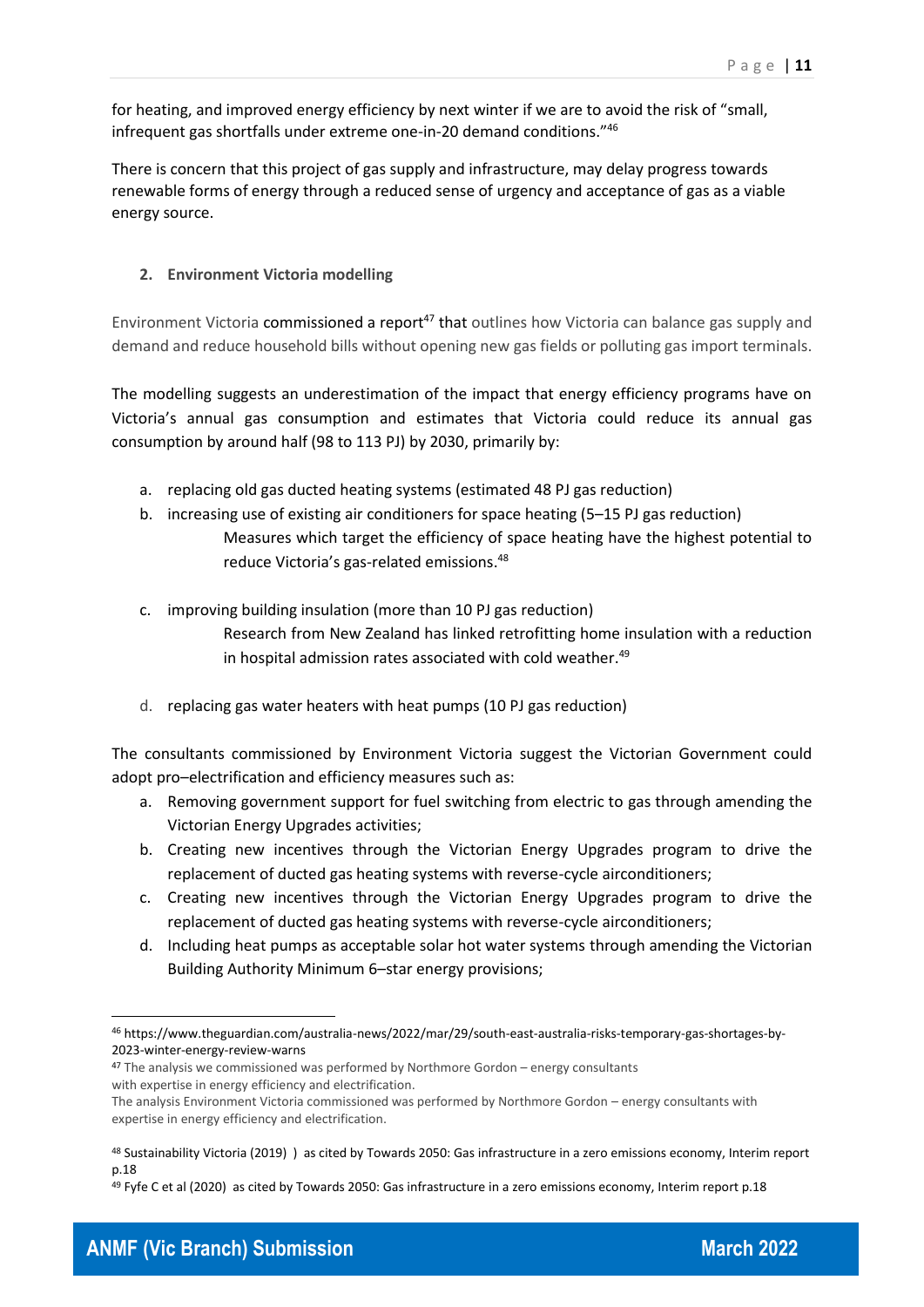for heating, and improved energy efficiency by next winter if we are to avoid the risk of "small, infrequent gas shortfalls under extreme one-in-20 demand conditions."[46]

There is concern that this project of gas supply and infrastructure, may delay progress towards renewable forms of energy through a reduced sense of urgency and acceptance of gas as a viable energy source.

## 2. Environment Victoria modelling

Environment Victoria commissioned a report[47] that outlines how Victoria can balance gas supply and demand and reduce household bills without opening new gas fields or polluting gas import terminals.

The modelling suggests an underestimation of the impact that energy efficiency programs have on Victoria's annual gas consumption and estimates that Victoria could reduce its annual gas consumption by around half (98 to 113 PJ) by 2030, primarily by:

a. replacing old gas ducted heating systems (estimated 48 PJ gas reduction)

b. increasing use of existing air conditioners for space heating (5–15 PJ gas reduction)

   Measures which target the efficiency of space heating have the highest potential to reduce Victoria's gas-related emissions.[48]

c. improving building insulation (more than 10 PJ gas reduction)

   Research from New Zealand has linked retrofitting home insulation with a reduction in hospital admission rates associated with cold weather.[49]

d. replacing gas water heaters with heat pumps (10 PJ gas reduction)

The consultants commissioned by Environment Victoria suggest the Victorian Government could adopt pro–electrification and efficiency measures such as:

a. Removing government support for fuel switching from electric to gas through amending the Victorian Energy Upgrades activities;
b. Creating new incentives through the Victorian Energy Upgrades program to drive the replacement of ducted gas heating systems with reverse-cycle airconditioners;
c. Creating new incentives through the Victorian Energy Upgrades program to drive the replacement of ducted gas heating systems with reverse-cycle airconditioners;
d. Including heat pumps as acceptable solar hot water systems through amending the Victorian Building Authority Minimum 6–star energy provisions;

---

[46] https://www.theguardian.com/australia-news/2022/mar/29/south-east-australia-risks-temporary-gas-shortages-by-2023-winter-energy-review-warns

[47] The analysis we commissioned was performed by Northmore Gordon – energy consultants with expertise in energy efficiency and electrification.
The analysis Environment Victoria commissioned was performed by Northmore Gordon – energy consultants with expertise in energy efficiency and electrification.

[48] Sustainability Victoria (2019) ) as cited by Towards 2050: Gas infrastructure in a zero emissions economy, Interim report p.18

[49] Fyfe C et al (2020) as cited by Towards 2050: Gas infrastructure in a zero emissions economy, Interim report p.18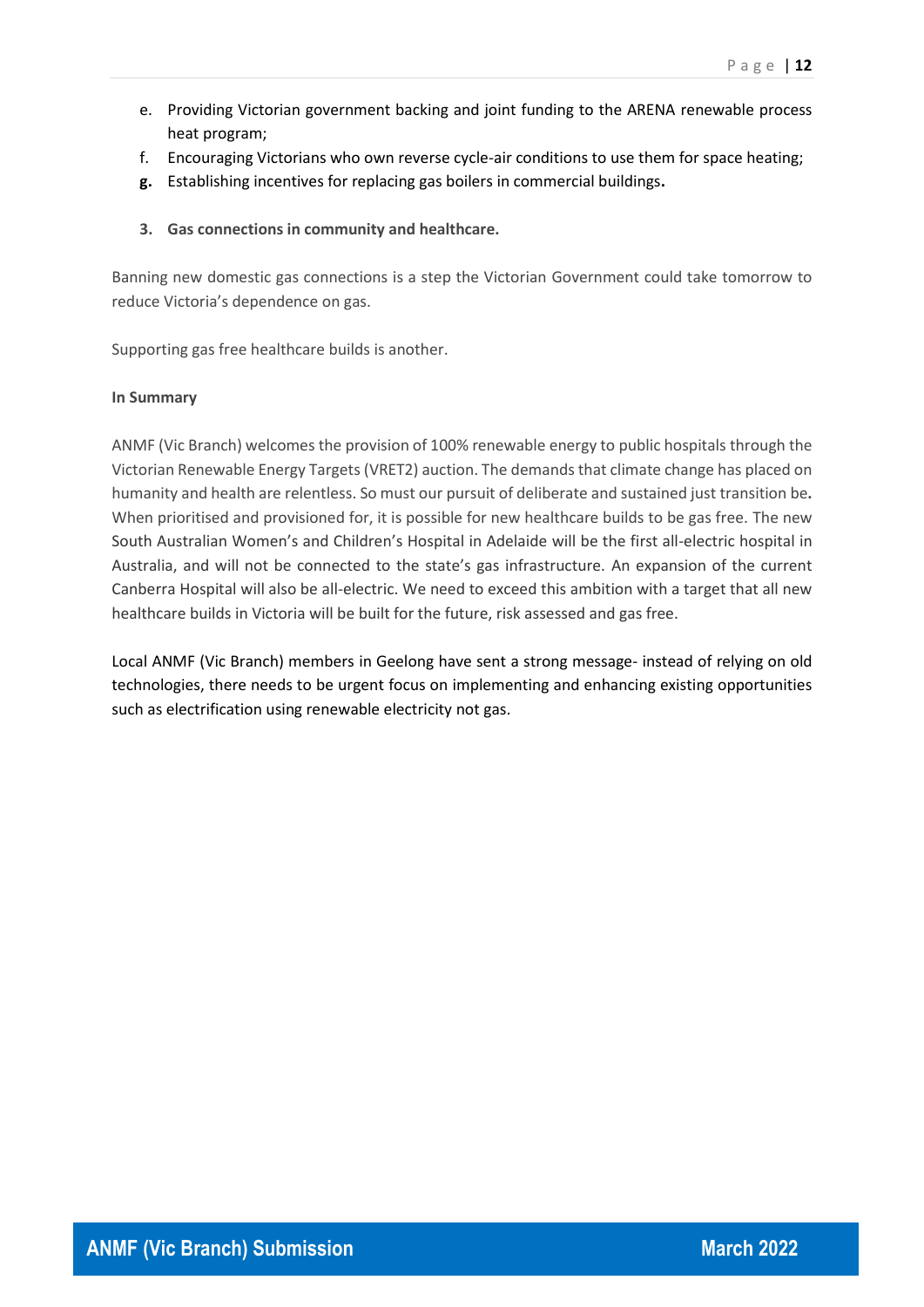e. Providing Victorian government backing and joint funding to the ARENA renewable process heat program;
f. Encouraging Victorians who own reverse cycle-air conditions to use them for space heating;
**g.** Establishing incentives for replacing gas boilers in commercial buildings**.**

**3. Gas connections in community and healthcare.**

Banning new domestic gas connections is a step the Victorian Government could take tomorrow to reduce Victoria's dependence on gas.

Supporting gas free healthcare builds is another.

**In Summary**

ANMF (Vic Branch) welcomes the provision of 100% renewable energy to public hospitals through the Victorian Renewable Energy Targets (VRET2) auction. The demands that climate change has placed on humanity and health are relentless. So must our pursuit of deliberate and sustained just transition be**.** When prioritised and provisioned for, it is possible for new healthcare builds to be gas free. The new South Australian Women's and Children's Hospital in Adelaide will be the first all-electric hospital in Australia, and will not be connected to the state's gas infrastructure. An expansion of the current Canberra Hospital will also be all-electric. We need to exceed this ambition with a target that all new healthcare builds in Victoria will be built for the future, risk assessed and gas free.

Local ANMF (Vic Branch) members in Geelong have sent a strong message- instead of relying on old technologies, there needs to be urgent focus on implementing and enhancing existing opportunities such as electrification using renewable electricity not gas.